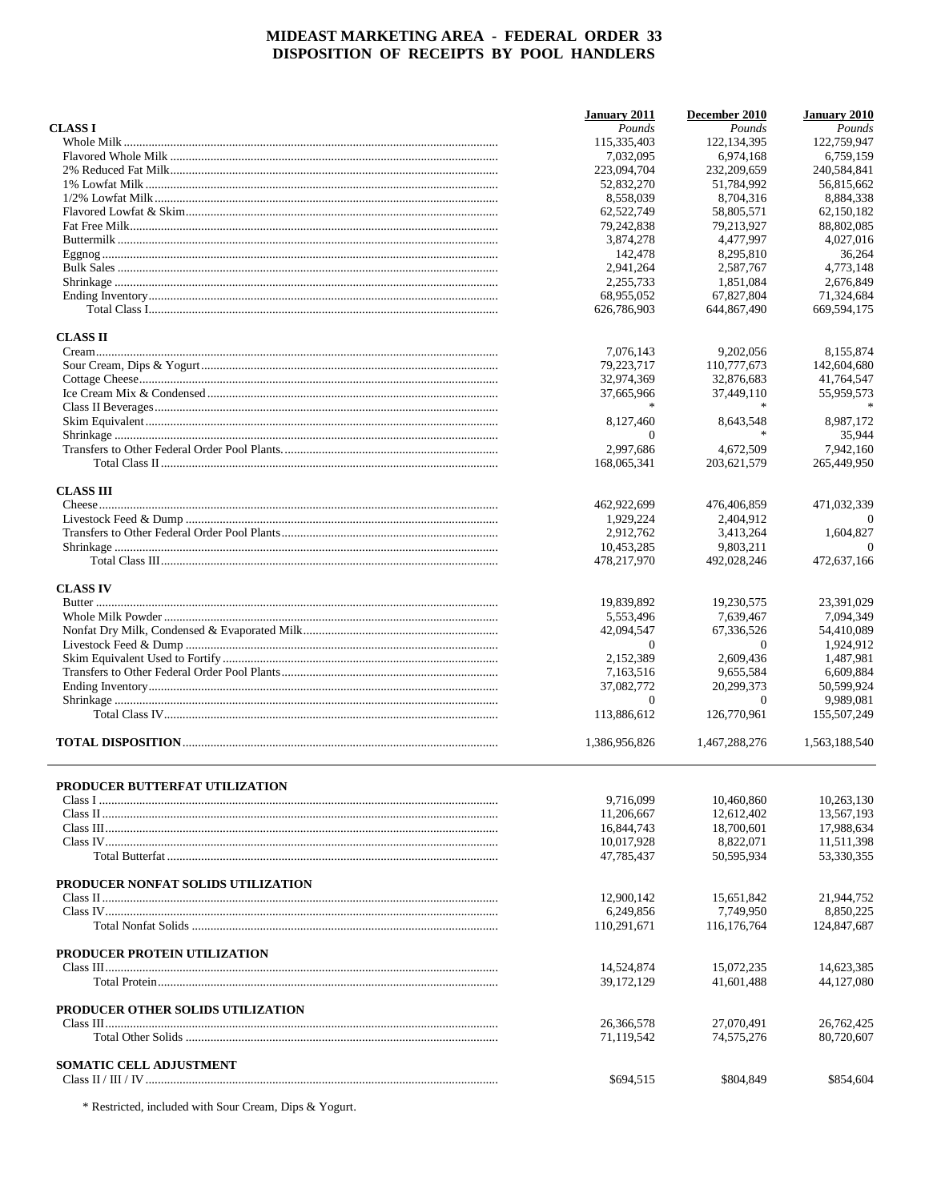# MIDEAST MARKETING AREA - FEDERAL ORDER 33
## DISPOSITION OF RECEIPTS BY POOL HANDLERS

| | January 2011 | December 2010 | January 2010 |
|---|---|---|---|
| **CLASS I** | *Pounds* | *Pounds* | *Pounds* |
| Whole Milk | 115,335,403 | 122,134,395 | 122,759,947 |
| Flavored Whole Milk | 7,032,095 | 6,974,168 | 6,759,159 |
| 2% Reduced Fat Milk | 223,094,704 | 232,209,659 | 240,584,841 |
| 1% Lowfat Milk | 52,832,270 | 51,784,992 | 56,815,662 |
| 1/2% Lowfat Milk | 8,558,039 | 8,704,316 | 8,884,338 |
| Flavored Lowfat & Skim | 62,522,749 | 58,805,571 | 62,150,182 |
| Fat Free Milk | 79,242,838 | 79,213,927 | 88,802,085 |
| Buttermilk | 3,874,278 | 4,477,997 | 4,027,016 |
| Eggnog | 142,478 | 8,295,810 | 36,264 |
| Bulk Sales | 2,941,264 | 2,587,767 | 4,773,148 |
| Shrinkage | 2,255,733 | 1,851,084 | 2,676,849 |
| Ending Inventory | 68,955,052 | 67,827,804 | 71,324,684 |
| Total Class I | 626,786,903 | 644,867,490 | 669,594,175 |
| **CLASS II** | | | |
| Cream | 7,076,143 | 9,202,056 | 8,155,874 |
| Sour Cream, Dips & Yogurt | 79,223,717 | 110,777,673 | 142,604,680 |
| Cottage Cheese | 32,974,369 | 32,876,683 | 41,764,547 |
| Ice Cream Mix & Condensed | 37,665,966 | 37,449,110 | 55,959,573 |
| Class II Beverages | * | * | * |
| Skim Equivalent | 8,127,460 | 8,643,548 | 8,987,172 |
| Shrinkage | 0 | * | 35,944 |
| Transfers to Other Federal Order Pool Plants. | 2,997,686 | 4,672,509 | 7,942,160 |
| Total Class II | 168,065,341 | 203,621,579 | 265,449,950 |
| **CLASS III** | | | |
| Cheese | 462,922,699 | 476,406,859 | 471,032,339 |
| Livestock Feed & Dump | 1,929,224 | 2,404,912 | 0 |
| Transfers to Other Federal Order Pool Plants | 2,912,762 | 3,413,264 | 1,604,827 |
| Shrinkage | 10,453,285 | 9,803,211 | 0 |
| Total Class III | 478,217,970 | 492,028,246 | 472,637,166 |
| **CLASS IV** | | | |
| Butter | 19,839,892 | 19,230,575 | 23,391,029 |
| Whole Milk Powder | 5,553,496 | 7,639,467 | 7,094,349 |
| Nonfat Dry Milk, Condensed & Evaporated Milk | 42,094,547 | 67,336,526 | 54,410,089 |
| Livestock Feed & Dump | 0 | 0 | 1,924,912 |
| Skim Equivalent Used to Fortify | 2,152,389 | 2,609,436 | 1,487,981 |
| Transfers to Other Federal Order Pool Plants | 7,163,516 | 9,655,584 | 6,609,884 |
| Ending Inventory | 37,082,772 | 20,299,373 | 50,599,924 |
| Shrinkage | 0 | 0 | 9,989,081 |
| Total Class IV | 113,886,612 | 126,770,961 | 155,507,249 |
| **TOTAL DISPOSITION** | 1,386,956,826 | 1,467,288,276 | 1,563,188,540 |

| | January 2011 | December 2010 | January 2010 |
|---|---|---|---|
| **PRODUCER BUTTERFAT UTILIZATION** | | | |
| Class I | 9,716,099 | 10,460,860 | 10,263,130 |
| Class II | 11,206,667 | 12,612,402 | 13,567,193 |
| Class III | 16,844,743 | 18,700,601 | 17,988,634 |
| Class IV | 10,017,928 | 8,822,071 | 11,511,398 |
| Total Butterfat | 47,785,437 | 50,595,934 | 53,330,355 |
| **PRODUCER NONFAT SOLIDS UTILIZATION** | | | |
| Class II | 12,900,142 | 15,651,842 | 21,944,752 |
| Class IV | 6,249,856 | 7,749,950 | 8,850,225 |
| Total Nonfat Solids | 110,291,671 | 116,176,764 | 124,847,687 |
| **PRODUCER PROTEIN UTILIZATION** | | | |
| Class III | 14,524,874 | 15,072,235 | 14,623,385 |
| Total Protein | 39,172,129 | 41,601,488 | 44,127,080 |
| **PRODUCER OTHER SOLIDS UTILIZATION** | | | |
| Class III | 26,366,578 | 27,070,491 | 26,762,425 |
| Total Other Solids | 71,119,542 | 74,575,276 | 80,720,607 |
| **SOMATIC CELL ADJUSTMENT** | | | |
| Class II / III / IV | $694,515 | $804,849 | $854,604 |

\* Restricted, included with Sour Cream, Dips & Yogurt.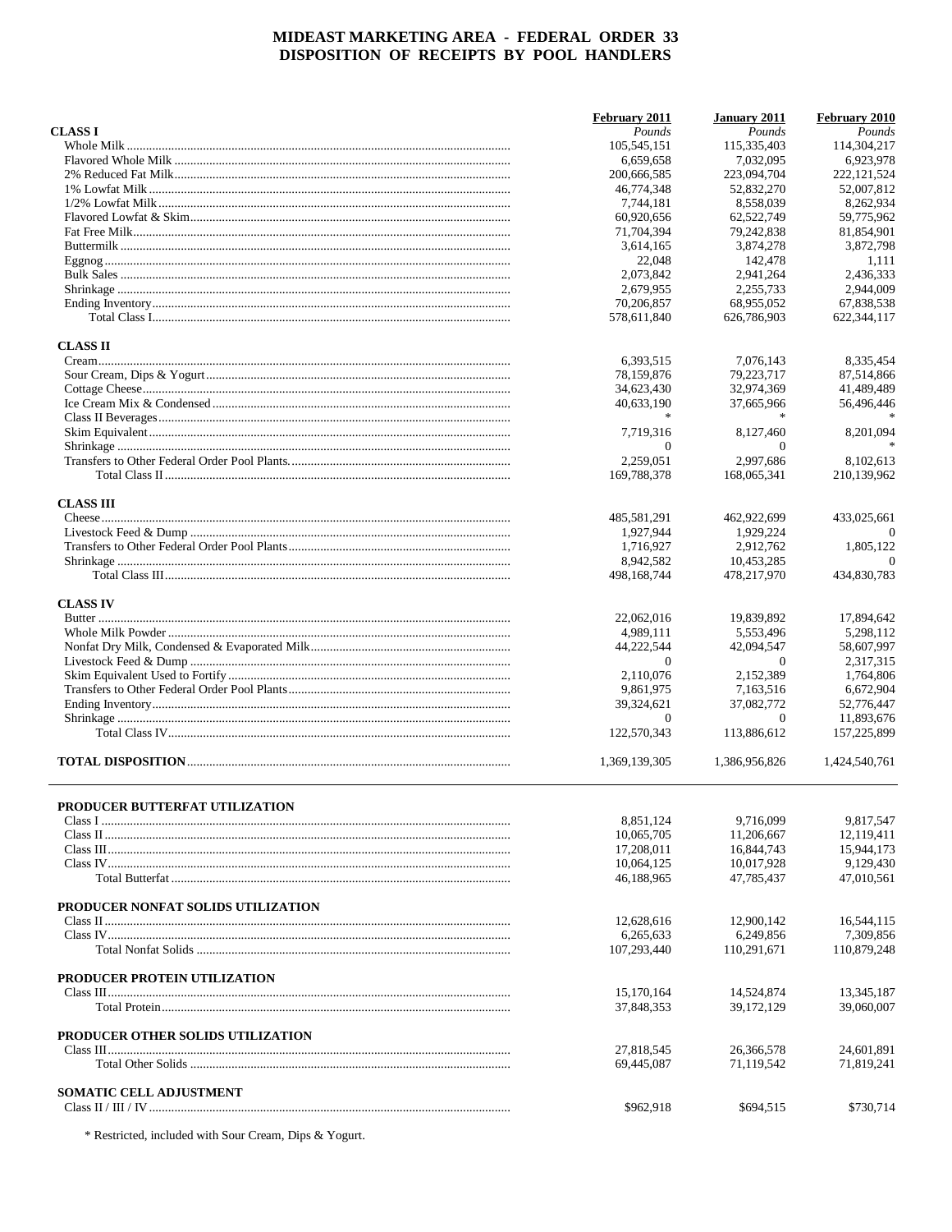# MIDEAST MARKETING AREA - FEDERAL ORDER 33
## DISPOSITION OF RECEIPTS BY POOL HANDLERS

| | February 2011 | January 2011 | February 2010 |
|---|---|---|---|
| **CLASS I** | *Pounds* | *Pounds* | *Pounds* |
| Whole Milk | 105,545,151 | 115,335,403 | 114,304,217 |
| Flavored Whole Milk | 6,659,658 | 7,032,095 | 6,923,978 |
| 2% Reduced Fat Milk | 200,666,585 | 223,094,704 | 222,121,524 |
| 1% Lowfat Milk | 46,774,348 | 52,832,270 | 52,007,812 |
| 1/2% Lowfat Milk | 7,744,181 | 8,558,039 | 8,262,934 |
| Flavored Lowfat & Skim | 60,920,656 | 62,522,749 | 59,775,962 |
| Fat Free Milk | 71,704,394 | 79,242,838 | 81,854,901 |
| Buttermilk | 3,614,165 | 3,874,278 | 3,872,798 |
| Eggnog | 22,048 | 142,478 | 1,111 |
| Bulk Sales | 2,073,842 | 2,941,264 | 2,436,333 |
| Shrinkage | 2,679,955 | 2,255,733 | 2,944,009 |
| Ending Inventory | 70,206,857 | 68,955,052 | 67,838,538 |
| Total Class I | 578,611,840 | 626,786,903 | 622,344,117 |
| **CLASS II** | | | |
| Cream | 6,393,515 | 7,076,143 | 8,335,454 |
| Sour Cream, Dips & Yogurt | 78,159,876 | 79,223,717 | 87,514,866 |
| Cottage Cheese | 34,623,430 | 32,974,369 | 41,489,489 |
| Ice Cream Mix & Condensed | 40,633,190 | 37,665,966 | 56,496,446 |
| Class II Beverages | * | * | * |
| Skim Equivalent | 7,719,316 | 8,127,460 | 8,201,094 |
| Shrinkage | 0 | 0 | * |
| Transfers to Other Federal Order Pool Plants. | 2,259,051 | 2,997,686 | 8,102,613 |
| Total Class II | 169,788,378 | 168,065,341 | 210,139,962 |
| **CLASS III** | | | |
| Cheese | 485,581,291 | 462,922,699 | 433,025,661 |
| Livestock Feed & Dump | 1,927,944 | 1,929,224 | 0 |
| Transfers to Other Federal Order Pool Plants | 1,716,927 | 2,912,762 | 1,805,122 |
| Shrinkage | 8,942,582 | 10,453,285 | 0 |
| Total Class III | 498,168,744 | 478,217,970 | 434,830,783 |
| **CLASS IV** | | | |
| Butter | 22,062,016 | 19,839,892 | 17,894,642 |
| Whole Milk Powder | 4,989,111 | 5,553,496 | 5,298,112 |
| Nonfat Dry Milk, Condensed & Evaporated Milk | 44,222,544 | 42,094,547 | 58,607,997 |
| Livestock Feed & Dump | 0 | 0 | 2,317,315 |
| Skim Equivalent Used to Fortify | 2,110,076 | 2,152,389 | 1,764,806 |
| Transfers to Other Federal Order Pool Plants | 9,861,975 | 7,163,516 | 6,672,904 |
| Ending Inventory | 39,324,621 | 37,082,772 | 52,776,447 |
| Shrinkage | 0 | 0 | 11,893,676 |
| Total Class IV | 122,570,343 | 113,886,612 | 157,225,899 |
| **TOTAL DISPOSITION** | 1,369,139,305 | 1,386,956,826 | 1,424,540,761 |

| | February 2011 | January 2011 | February 2010 |
|---|---|---|---|
| **PRODUCER BUTTERFAT UTILIZATION** | | | |
| Class I | 8,851,124 | 9,716,099 | 9,817,547 |
| Class II | 10,065,705 | 11,206,667 | 12,119,411 |
| Class III | 17,208,011 | 16,844,743 | 15,944,173 |
| Class IV | 10,064,125 | 10,017,928 | 9,129,430 |
| Total Butterfat | 46,188,965 | 47,785,437 | 47,010,561 |
| **PRODUCER NONFAT SOLIDS UTILIZATION** | | | |
| Class II | 12,628,616 | 12,900,142 | 16,544,115 |
| Class IV | 6,265,633 | 6,249,856 | 7,309,856 |
| Total Nonfat Solids | 107,293,440 | 110,291,671 | 110,879,248 |
| **PRODUCER PROTEIN UTILIZATION** | | | |
| Class III | 15,170,164 | 14,524,874 | 13,345,187 |
| Total Protein | 37,848,353 | 39,172,129 | 39,060,007 |
| **PRODUCER OTHER SOLIDS UTILIZATION** | | | |
| Class III | 27,818,545 | 26,366,578 | 24,601,891 |
| Total Other Solids | 69,445,087 | 71,119,542 | 71,819,241 |
| **SOMATIC CELL ADJUSTMENT** | | | |
| Class II / III / IV | $962,918 | $694,515 | $730,714 |

\* Restricted, included with Sour Cream, Dips & Yogurt.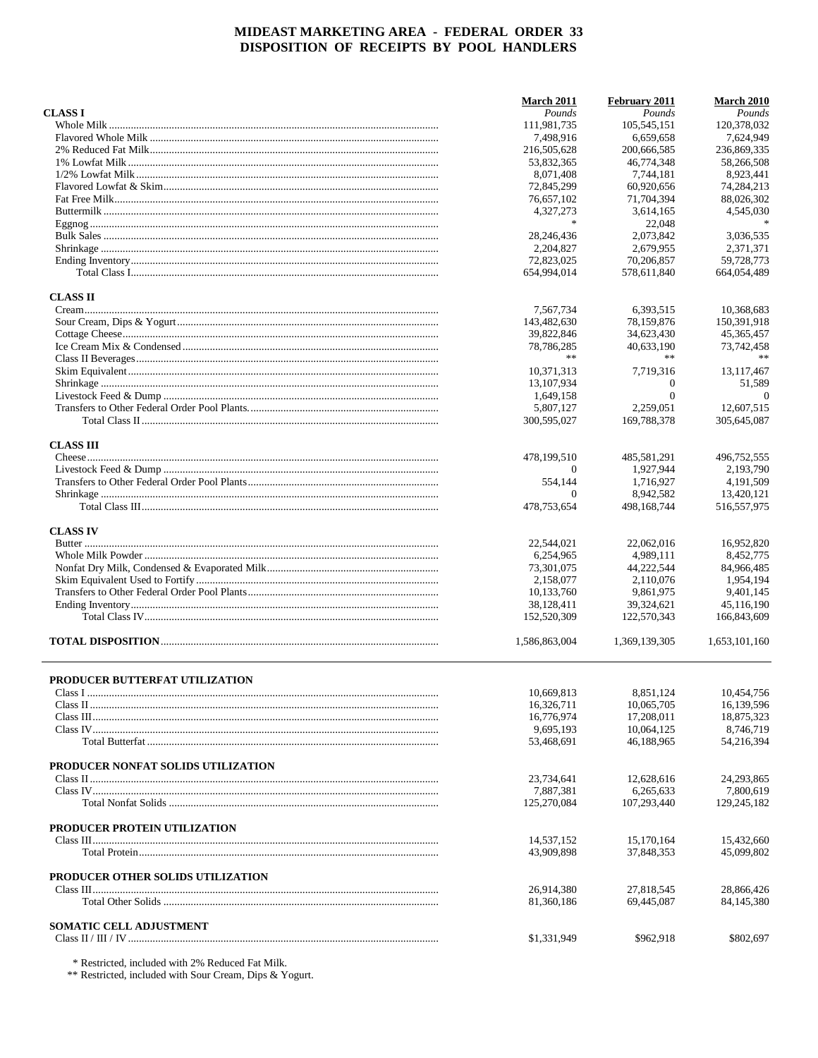# MIDEAST MARKETING AREA - FEDERAL ORDER 33
# DISPOSITION OF RECEIPTS BY POOL HANDLERS

| | March 2011 | February 2011 | March 2010 |
|---|---|---|---|
| **CLASS I** | *Pounds* | *Pounds* | *Pounds* |
| Whole Milk | 111,981,735 | 105,545,151 | 120,378,032 |
| Flavored Whole Milk | 7,498,916 | 6,659,658 | 7,624,949 |
| 2% Reduced Fat Milk | 216,505,628 | 200,666,585 | 236,869,335 |
| 1% Lowfat Milk | 53,832,365 | 46,774,348 | 58,266,508 |
| 1/2% Lowfat Milk | 8,071,408 | 7,744,181 | 8,923,441 |
| Flavored Lowfat & Skim | 72,845,299 | 60,920,656 | 74,284,213 |
| Fat Free Milk | 76,657,102 | 71,704,394 | 88,026,302 |
| Buttermilk | 4,327,273 | 3,614,165 | 4,545,030 |
| Eggnog | * | 22,048 | * |
| Bulk Sales | 28,246,436 | 2,073,842 | 3,036,535 |
| Shrinkage | 2,204,827 | 2,679,955 | 2,371,371 |
| Ending Inventory | 72,823,025 | 70,206,857 | 59,728,773 |
| Total Class I | 654,994,014 | 578,611,840 | 664,054,489 |
| **CLASS II** | | | |
| Cream | 7,567,734 | 6,393,515 | 10,368,683 |
| Sour Cream, Dips & Yogurt | 143,482,630 | 78,159,876 | 150,391,918 |
| Cottage Cheese | 39,822,846 | 34,623,430 | 45,365,457 |
| Ice Cream Mix & Condensed | 78,786,285 | 40,633,190 | 73,742,458 |
| Class II Beverages | ** | ** | ** |
| Skim Equivalent | 10,371,313 | 7,719,316 | 13,117,467 |
| Shrinkage | 13,107,934 | 0 | 51,589 |
| Livestock Feed & Dump | 1,649,158 | 0 | 0 |
| Transfers to Other Federal Order Pool Plants. | 5,807,127 | 2,259,051 | 12,607,515 |
| Total Class II | 300,595,027 | 169,788,378 | 305,645,087 |
| **CLASS III** | | | |
| Cheese | 478,199,510 | 485,581,291 | 496,752,555 |
| Livestock Feed & Dump | 0 | 1,927,944 | 2,193,790 |
| Transfers to Other Federal Order Pool Plants | 554,144 | 1,716,927 | 4,191,509 |
| Shrinkage | 0 | 8,942,582 | 13,420,121 |
| Total Class III | 478,753,654 | 498,168,744 | 516,557,975 |
| **CLASS IV** | | | |
| Butter | 22,544,021 | 22,062,016 | 16,952,820 |
| Whole Milk Powder | 6,254,965 | 4,989,111 | 8,452,775 |
| Nonfat Dry Milk, Condensed & Evaporated Milk | 73,301,075 | 44,222,544 | 84,966,485 |
| Skim Equivalent Used to Fortify | 2,158,077 | 2,110,076 | 1,954,194 |
| Transfers to Other Federal Order Pool Plants | 10,133,760 | 9,861,975 | 9,401,145 |
| Ending Inventory | 38,128,411 | 39,324,621 | 45,116,190 |
| Total Class IV | 152,520,309 | 122,570,343 | 166,843,609 |
| **TOTAL DISPOSITION** | 1,586,863,004 | 1,369,139,305 | 1,653,101,160 |

| | March 2011 | February 2011 | March 2010 |
|---|---|---|---|
| **PRODUCER BUTTERFAT UTILIZATION** | | | |
| Class I | 10,669,813 | 8,851,124 | 10,454,756 |
| Class II | 16,326,711 | 10,065,705 | 16,139,596 |
| Class III | 16,776,974 | 17,208,011 | 18,875,323 |
| Class IV | 9,695,193 | 10,064,125 | 8,746,719 |
| Total Butterfat | 53,468,691 | 46,188,965 | 54,216,394 |
| **PRODUCER NONFAT SOLIDS UTILIZATION** | | | |
| Class II | 23,734,641 | 12,628,616 | 24,293,865 |
| Class IV | 7,887,381 | 6,265,633 | 7,800,619 |
| Total Nonfat Solids | 125,270,084 | 107,293,440 | 129,245,182 |
| **PRODUCER PROTEIN UTILIZATION** | | | |
| Class III | 14,537,152 | 15,170,164 | 15,432,660 |
| Total Protein | 43,909,898 | 37,848,353 | 45,099,802 |
| **PRODUCER OTHER SOLIDS UTILIZATION** | | | |
| Class III | 26,914,380 | 27,818,545 | 28,866,426 |
| Total Other Solids | 81,360,186 | 69,445,087 | 84,145,380 |
| **SOMATIC CELL ADJUSTMENT** | | | |
| Class II / III / IV | $1,331,949 | $962,918 | $802,697 |

\* Restricted, included with 2% Reduced Fat Milk.
** Restricted, included with Sour Cream, Dips & Yogurt.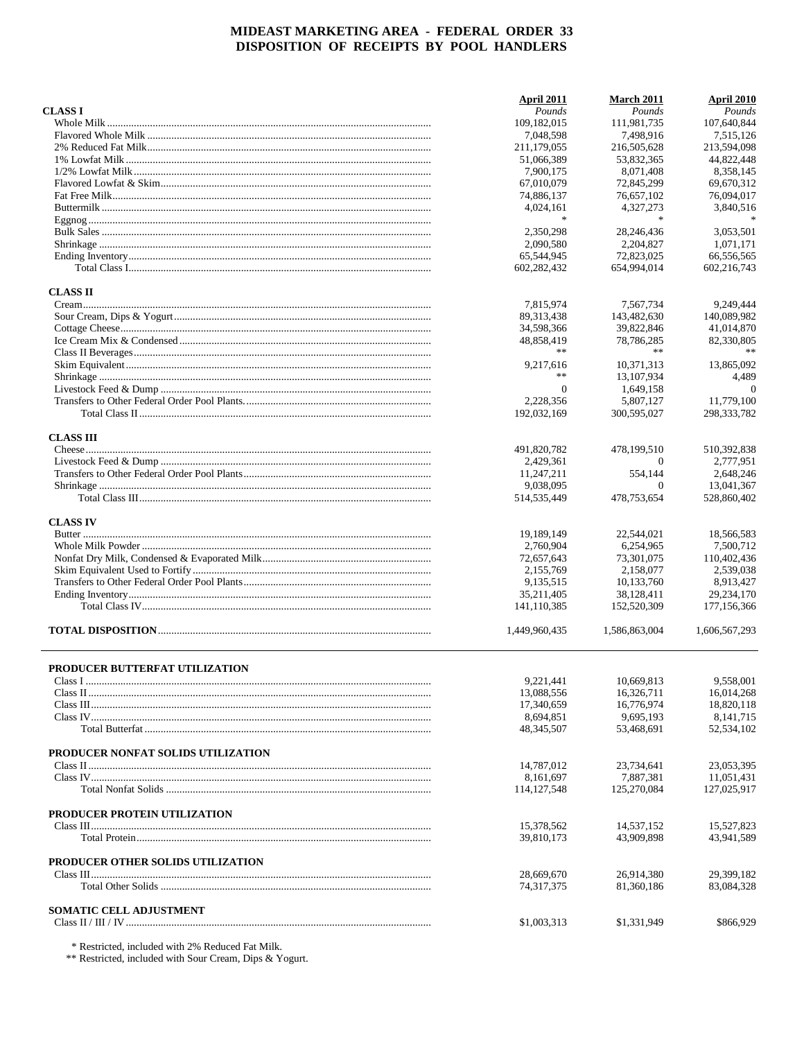# MIDEAST MARKETING AREA - FEDERAL ORDER 33
## DISPOSITION OF RECEIPTS BY POOL HANDLERS

| | April 2011 | March 2011 | April 2010 |
|---|---|---|---|
| **CLASS I** | *Pounds* | *Pounds* | *Pounds* |
| Whole Milk | 109,182,015 | 111,981,735 | 107,640,844 |
| Flavored Whole Milk | 7,048,598 | 7,498,916 | 7,515,126 |
| 2% Reduced Fat Milk | 211,179,055 | 216,505,628 | 213,594,098 |
| 1% Lowfat Milk | 51,066,389 | 53,832,365 | 44,822,448 |
| 1/2% Lowfat Milk | 7,900,175 | 8,071,408 | 8,358,145 |
| Flavored Lowfat & Skim | 67,010,079 | 72,845,299 | 69,670,312 |
| Fat Free Milk | 74,886,137 | 76,657,102 | 76,094,017 |
| Buttermilk | 4,024,161 | 4,327,273 | 3,840,516 |
| Eggnog | * | * | * |
| Bulk Sales | 2,350,298 | 28,246,436 | 3,053,501 |
| Shrinkage | 2,090,580 | 2,204,827 | 1,071,171 |
| Ending Inventory | 65,544,945 | 72,823,025 | 66,556,565 |
| Total Class I | 602,282,432 | 654,994,014 | 602,216,743 |
| **CLASS II** | | | |
| Cream | 7,815,974 | 7,567,734 | 9,249,444 |
| Sour Cream, Dips & Yogurt | 89,313,438 | 143,482,630 | 140,089,982 |
| Cottage Cheese | 34,598,366 | 39,822,846 | 41,014,870 |
| Ice Cream Mix & Condensed | 48,858,419 | 78,786,285 | 82,330,805 |
| Class II Beverages | ** | ** | ** |
| Skim Equivalent | 9,217,616 | 10,371,313 | 13,865,092 |
| Shrinkage | ** | 13,107,934 | 4,489 |
| Livestock Feed & Dump | 0 | 1,649,158 | 0 |
| Transfers to Other Federal Order Pool Plants | 2,228,356 | 5,807,127 | 11,779,100 |
| Total Class II | 192,032,169 | 300,595,027 | 298,333,782 |
| **CLASS III** | | | |
| Cheese | 491,820,782 | 478,199,510 | 510,392,838 |
| Livestock Feed & Dump | 2,429,361 | 0 | 2,777,951 |
| Transfers to Other Federal Order Pool Plants | 11,247,211 | 554,144 | 2,648,246 |
| Shrinkage | 9,038,095 | 0 | 13,041,367 |
| Total Class III | 514,535,449 | 478,753,654 | 528,860,402 |
| **CLASS IV** | | | |
| Butter | 19,189,149 | 22,544,021 | 18,566,583 |
| Whole Milk Powder | 2,760,904 | 6,254,965 | 7,500,712 |
| Nonfat Dry Milk, Condensed & Evaporated Milk | 72,657,643 | 73,301,075 | 110,402,436 |
| Skim Equivalent Used to Fortify | 2,155,769 | 2,158,077 | 2,539,038 |
| Transfers to Other Federal Order Pool Plants | 9,135,515 | 10,133,760 | 8,913,427 |
| Ending Inventory | 35,211,405 | 38,128,411 | 29,234,170 |
| Total Class IV | 141,110,385 | 152,520,309 | 177,156,366 |
| **TOTAL DISPOSITION** | 1,449,960,435 | 1,586,863,004 | 1,606,567,293 |

| | April 2011 | March 2011 | April 2010 |
|---|---|---|---|
| **PRODUCER BUTTERFAT UTILIZATION** | | | |
| Class I | 9,221,441 | 10,669,813 | 9,558,001 |
| Class II | 13,088,556 | 16,326,711 | 16,014,268 |
| Class III | 17,340,659 | 16,776,974 | 18,820,118 |
| Class IV | 8,694,851 | 9,695,193 | 8,141,715 |
| Total Butterfat | 48,345,507 | 53,468,691 | 52,534,102 |
| **PRODUCER NONFAT SOLIDS UTILIZATION** | | | |
| Class II | 14,787,012 | 23,734,641 | 23,053,395 |
| Class IV | 8,161,697 | 7,887,381 | 11,051,431 |
| Total Nonfat Solids | 114,127,548 | 125,270,084 | 127,025,917 |
| **PRODUCER PROTEIN UTILIZATION** | | | |
| Class III | 15,378,562 | 14,537,152 | 15,527,823 |
| Total Protein | 39,810,173 | 43,909,898 | 43,941,589 |
| **PRODUCER OTHER SOLIDS UTILIZATION** | | | |
| Class III | 28,669,670 | 26,914,380 | 29,399,182 |
| Total Other Solids | 74,317,375 | 81,360,186 | 83,084,328 |
| **SOMATIC CELL ADJUSTMENT** | | | |
| Class II / III / IV | $1,003,313 | $1,331,949 | $866,929 |

\* Restricted, included with 2% Reduced Fat Milk.
\*\* Restricted, included with Sour Cream, Dips & Yogurt.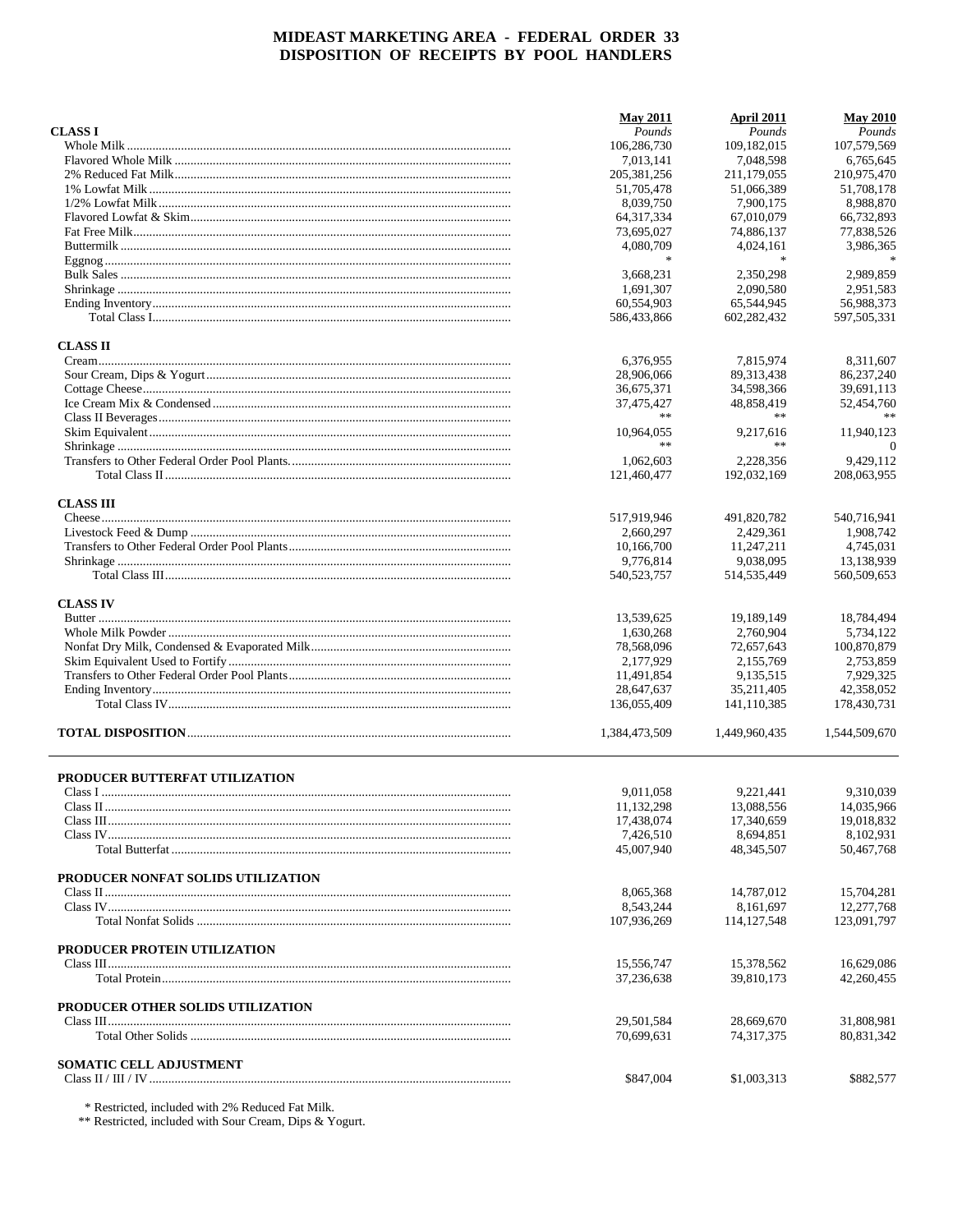# MIDEAST MARKETING AREA - FEDERAL ORDER 33
## DISPOSITION OF RECEIPTS BY POOL HANDLERS

| | May 2011 | April 2011 | May 2010 |
|---|---|---|---|
| **CLASS I** | *Pounds* | *Pounds* | *Pounds* |
| Whole Milk | 106,286,730 | 109,182,015 | 107,579,569 |
| Flavored Whole Milk | 7,013,141 | 7,048,598 | 6,765,645 |
| 2% Reduced Fat Milk | 205,381,256 | 211,179,055 | 210,975,470 |
| 1% Lowfat Milk | 51,705,478 | 51,066,389 | 51,708,178 |
| 1/2% Lowfat Milk | 8,039,750 | 7,900,175 | 8,988,870 |
| Flavored Lowfat & Skim | 64,317,334 | 67,010,079 | 66,732,893 |
| Fat Free Milk | 73,695,027 | 74,886,137 | 77,838,526 |
| Buttermilk | 4,080,709 | 4,024,161 | 3,986,365 |
| Eggnog | * | * | * |
| Bulk Sales | 3,668,231 | 2,350,298 | 2,989,859 |
| Shrinkage | 1,691,307 | 2,090,580 | 2,951,583 |
| Ending Inventory | 60,554,903 | 65,544,945 | 56,988,373 |
| Total Class I | 586,433,866 | 602,282,432 | 597,505,331 |
| **CLASS II** | | | |
| Cream | 6,376,955 | 7,815,974 | 8,311,607 |
| Sour Cream, Dips & Yogurt | 28,906,066 | 89,313,438 | 86,237,240 |
| Cottage Cheese | 36,675,371 | 34,598,366 | 39,691,113 |
| Ice Cream Mix & Condensed | 37,475,427 | 48,858,419 | 52,454,760 |
| Class II Beverages | ** | ** | ** |
| Skim Equivalent | 10,964,055 | 9,217,616 | 11,940,123 |
| Shrinkage | ** | ** | 0 |
| Transfers to Other Federal Order Pool Plants | 1,062,603 | 2,228,356 | 9,429,112 |
| Total Class II | 121,460,477 | 192,032,169 | 208,063,955 |
| **CLASS III** | | | |
| Cheese | 517,919,946 | 491,820,782 | 540,716,941 |
| Livestock Feed & Dump | 2,660,297 | 2,429,361 | 1,908,742 |
| Transfers to Other Federal Order Pool Plants | 10,166,700 | 11,247,211 | 4,745,031 |
| Shrinkage | 9,776,814 | 9,038,095 | 13,138,939 |
| Total Class III | 540,523,757 | 514,535,449 | 560,509,653 |
| **CLASS IV** | | | |
| Butter | 13,539,625 | 19,189,149 | 18,784,494 |
| Whole Milk Powder | 1,630,268 | 2,760,904 | 5,734,122 |
| Nonfat Dry Milk, Condensed & Evaporated Milk | 78,568,096 | 72,657,643 | 100,870,879 |
| Skim Equivalent Used to Fortify | 2,177,929 | 2,155,769 | 2,753,859 |
| Transfers to Other Federal Order Pool Plants | 11,491,854 | 9,135,515 | 7,929,325 |
| Ending Inventory | 28,647,637 | 35,211,405 | 42,358,052 |
| Total Class IV | 136,055,409 | 141,110,385 | 178,430,731 |
| **TOTAL DISPOSITION** | 1,384,473,509 | 1,449,960,435 | 1,544,509,670 |

| | May 2011 | April 2011 | May 2010 |
|---|---|---|---|
| **PRODUCER BUTTERFAT UTILIZATION** | | | |
| Class I | 9,011,058 | 9,221,441 | 9,310,039 |
| Class II | 11,132,298 | 13,088,556 | 14,035,966 |
| Class III | 17,438,074 | 17,340,659 | 19,018,832 |
| Class IV | 7,426,510 | 8,694,851 | 8,102,931 |
| Total Butterfat | 45,007,940 | 48,345,507 | 50,467,768 |
| **PRODUCER NONFAT SOLIDS UTILIZATION** | | | |
| Class II | 8,065,368 | 14,787,012 | 15,704,281 |
| Class IV | 8,543,244 | 8,161,697 | 12,277,768 |
| Total Nonfat Solids | 107,936,269 | 114,127,548 | 123,091,797 |
| **PRODUCER PROTEIN UTILIZATION** | | | |
| Class III | 15,556,747 | 15,378,562 | 16,629,086 |
| Total Protein | 37,236,638 | 39,810,173 | 42,260,455 |
| **PRODUCER OTHER SOLIDS UTILIZATION** | | | |
| Class III | 29,501,584 | 28,669,670 | 31,808,981 |
| Total Other Solids | 70,699,631 | 74,317,375 | 80,831,342 |
| **SOMATIC CELL ADJUSTMENT** | | | |
| Class II / III / IV | $847,004 | $1,003,313 | $882,577 |

\* Restricted, included with 2% Reduced Fat Milk.

\*\* Restricted, included with Sour Cream, Dips & Yogurt.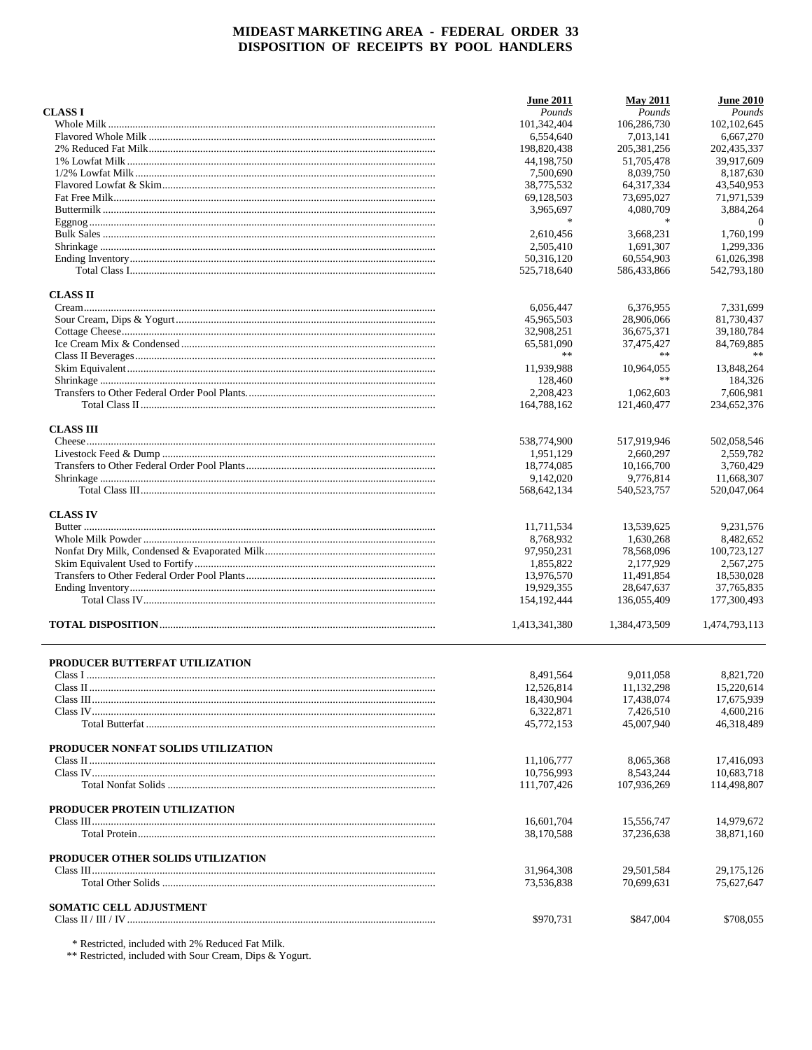# MIDEAST MARKETING AREA - FEDERAL ORDER 33
# DISPOSITION OF RECEIPTS BY POOL HANDLERS

| | June 2011 | May 2011 | June 2010 |
|---|---|---|---|
| **CLASS I** | *Pounds* | *Pounds* | *Pounds* |
| Whole Milk | 101,342,404 | 106,286,730 | 102,102,645 |
| Flavored Whole Milk | 6,554,640 | 7,013,141 | 6,667,270 |
| 2% Reduced Fat Milk | 198,820,438 | 205,381,256 | 202,435,337 |
| 1% Lowfat Milk | 44,198,750 | 51,705,478 | 39,917,609 |
| 1/2% Lowfat Milk | 7,500,690 | 8,039,750 | 8,187,630 |
| Flavored Lowfat & Skim | 38,775,532 | 64,317,334 | 43,540,953 |
| Fat Free Milk | 69,128,503 | 73,695,027 | 71,971,539 |
| Buttermilk | 3,965,697 | 4,080,709 | 3,884,264 |
| Eggnog | * | * | 0 |
| Bulk Sales | 2,610,456 | 3,668,231 | 1,760,199 |
| Shrinkage | 2,505,410 | 1,691,307 | 1,299,336 |
| Ending Inventory | 50,316,120 | 60,554,903 | 61,026,398 |
| Total Class I | 525,718,640 | 586,433,866 | 542,793,180 |
| **CLASS II** | | | |
| Cream | 6,056,447 | 6,376,955 | 7,331,699 |
| Sour Cream, Dips & Yogurt | 45,965,503 | 28,906,066 | 81,730,437 |
| Cottage Cheese | 32,908,251 | 36,675,371 | 39,180,784 |
| Ice Cream Mix & Condensed | 65,581,090 | 37,475,427 | 84,769,885 |
| Class II Beverages | ** | ** | ** |
| Skim Equivalent | 11,939,988 | 10,964,055 | 13,848,264 |
| Shrinkage | 128,460 | ** | 184,326 |
| Transfers to Other Federal Order Pool Plants | 2,208,423 | 1,062,603 | 7,606,981 |
| Total Class II | 164,788,162 | 121,460,477 | 234,652,376 |
| **CLASS III** | | | |
| Cheese | 538,774,900 | 517,919,946 | 502,058,546 |
| Livestock Feed & Dump | 1,951,129 | 2,660,297 | 2,559,782 |
| Transfers to Other Federal Order Pool Plants | 18,774,085 | 10,166,700 | 3,760,429 |
| Shrinkage | 9,142,020 | 9,776,814 | 11,668,307 |
| Total Class III | 568,642,134 | 540,523,757 | 520,047,064 |
| **CLASS IV** | | | |
| Butter | 11,711,534 | 13,539,625 | 9,231,576 |
| Whole Milk Powder | 8,768,932 | 1,630,268 | 8,482,652 |
| Nonfat Dry Milk, Condensed & Evaporated Milk | 97,950,231 | 78,568,096 | 100,723,127 |
| Skim Equivalent Used to Fortify | 1,855,822 | 2,177,929 | 2,567,275 |
| Transfers to Other Federal Order Pool Plants | 13,976,570 | 11,491,854 | 18,530,028 |
| Ending Inventory | 19,929,355 | 28,647,637 | 37,765,835 |
| Total Class IV | 154,192,444 | 136,055,409 | 177,300,493 |
| **TOTAL DISPOSITION** | 1,413,341,380 | 1,384,473,509 | 1,474,793,113 |
| **PRODUCER BUTTERFAT UTILIZATION** | | | |
| Class I | 8,491,564 | 9,011,058 | 8,821,720 |
| Class II | 12,526,814 | 11,132,298 | 15,220,614 |
| Class III | 18,430,904 | 17,438,074 | 17,675,939 |
| Class IV | 6,322,871 | 7,426,510 | 4,600,216 |
| Total Butterfat | 45,772,153 | 45,007,940 | 46,318,489 |
| **PRODUCER NONFAT SOLIDS UTILIZATION** | | | |
| Class II | 11,106,777 | 8,065,368 | 17,416,093 |
| Class IV | 10,756,993 | 8,543,244 | 10,683,718 |
| Total Nonfat Solids | 111,707,426 | 107,936,269 | 114,498,807 |
| **PRODUCER PROTEIN UTILIZATION** | | | |
| Class III | 16,601,704 | 15,556,747 | 14,979,672 |
| Total Protein | 38,170,588 | 37,236,638 | 38,871,160 |
| **PRODUCER OTHER SOLIDS UTILIZATION** | | | |
| Class III | 31,964,308 | 29,501,584 | 29,175,126 |
| Total Other Solids | 73,536,838 | 70,699,631 | 75,627,647 |
| **SOMATIC CELL ADJUSTMENT** | | | |
| Class II / III / IV | $970,731 | $847,004 | $708,055 |

\* Restricted, included with 2% Reduced Fat Milk.
\*\* Restricted, included with Sour Cream, Dips & Yogurt.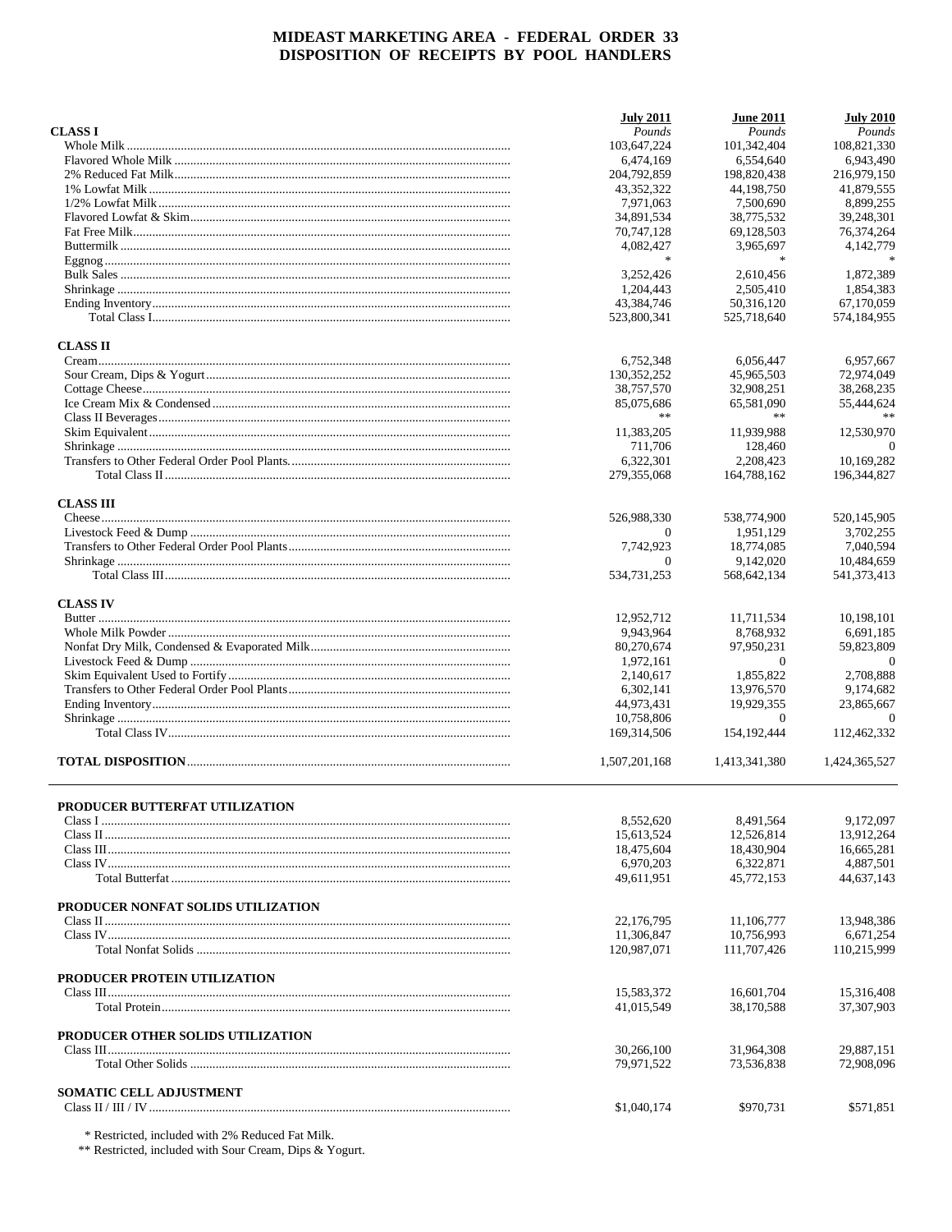# MIDEAST MARKETING AREA - FEDERAL ORDER 33
## DISPOSITION OF RECEIPTS BY POOL HANDLERS

| | July 2011 | June 2011 | July 2010 |
|---|---|---|---|
| | *Pounds* | *Pounds* | *Pounds* |
| **CLASS I** | | | |
| Whole Milk | 103,647,224 | 101,342,404 | 108,821,330 |
| Flavored Whole Milk | 6,474,169 | 6,554,640 | 6,943,490 |
| 2% Reduced Fat Milk | 204,792,859 | 198,820,438 | 216,979,150 |
| 1% Lowfat Milk | 43,352,322 | 44,198,750 | 41,879,555 |
| 1/2% Lowfat Milk | 7,971,063 | 7,500,690 | 8,899,255 |
| Flavored Lowfat & Skim | 34,891,534 | 38,775,532 | 39,248,301 |
| Fat Free Milk | 70,747,128 | 69,128,503 | 76,374,264 |
| Buttermilk | 4,082,427 | 3,965,697 | 4,142,779 |
| Eggnog | * | * | * |
| Bulk Sales | 3,252,426 | 2,610,456 | 1,872,389 |
| Shrinkage | 1,204,443 | 2,505,410 | 1,854,383 |
| Ending Inventory | 43,384,746 | 50,316,120 | 67,170,059 |
| Total Class I | 523,800,341 | 525,718,640 | 574,184,955 |
| **CLASS II** | | | |
| Cream | 6,752,348 | 6,056,447 | 6,957,667 |
| Sour Cream, Dips & Yogurt | 130,352,252 | 45,965,503 | 72,974,049 |
| Cottage Cheese | 38,757,570 | 32,908,251 | 38,268,235 |
| Ice Cream Mix & Condensed | 85,075,686 | 65,581,090 | 55,444,624 |
| Class II Beverages | ** | ** | ** |
| Skim Equivalent | 11,383,205 | 11,939,988 | 12,530,970 |
| Shrinkage | 711,706 | 128,460 | 0 |
| Transfers to Other Federal Order Pool Plants | 6,322,301 | 2,208,423 | 10,169,282 |
| Total Class II | 279,355,068 | 164,788,162 | 196,344,827 |
| **CLASS III** | | | |
| Cheese | 526,988,330 | 538,774,900 | 520,145,905 |
| Livestock Feed & Dump | 0 | 1,951,129 | 3,702,255 |
| Transfers to Other Federal Order Pool Plants | 7,742,923 | 18,774,085 | 7,040,594 |
| Shrinkage | 0 | 9,142,020 | 10,484,659 |
| Total Class III | 534,731,253 | 568,642,134 | 541,373,413 |
| **CLASS IV** | | | |
| Butter | 12,952,712 | 11,711,534 | 10,198,101 |
| Whole Milk Powder | 9,943,964 | 8,768,932 | 6,691,185 |
| Nonfat Dry Milk, Condensed & Evaporated Milk | 80,270,674 | 97,950,231 | 59,823,809 |
| Livestock Feed & Dump | 1,972,161 | 0 | 0 |
| Skim Equivalent Used to Fortify | 2,140,617 | 1,855,822 | 2,708,888 |
| Transfers to Other Federal Order Pool Plants | 6,302,141 | 13,976,570 | 9,174,682 |
| Ending Inventory | 44,973,431 | 19,929,355 | 23,865,667 |
| Shrinkage | 10,758,806 | 0 | 0 |
| Total Class IV | 169,314,506 | 154,192,444 | 112,462,332 |
| **TOTAL DISPOSITION** | 1,507,201,168 | 1,413,341,380 | 1,424,365,527 |

| | July 2011 | June 2011 | July 2010 |
|---|---|---|---|
| **PRODUCER BUTTERFAT UTILIZATION** | | | |
| Class I | 8,552,620 | 8,491,564 | 9,172,097 |
| Class II | 15,613,524 | 12,526,814 | 13,912,264 |
| Class III | 18,475,604 | 18,430,904 | 16,665,281 |
| Class IV | 6,970,203 | 6,322,871 | 4,887,501 |
| Total Butterfat | 49,611,951 | 45,772,153 | 44,637,143 |
| **PRODUCER NONFAT SOLIDS UTILIZATION** | | | |
| Class II | 22,176,795 | 11,106,777 | 13,948,386 |
| Class IV | 11,306,847 | 10,756,993 | 6,671,254 |
| Total Nonfat Solids | 120,987,071 | 111,707,426 | 110,215,999 |
| **PRODUCER PROTEIN UTILIZATION** | | | |
| Class III | 15,583,372 | 16,601,704 | 15,316,408 |
| Total Protein | 41,015,549 | 38,170,588 | 37,307,903 |
| **PRODUCER OTHER SOLIDS UTILIZATION** | | | |
| Class III | 30,266,100 | 31,964,308 | 29,887,151 |
| Total Other Solids | 79,971,522 | 73,536,838 | 72,908,096 |
| **SOMATIC CELL ADJUSTMENT** | | | |
| Class II / III / IV | $1,040,174 | $970,731 | $571,851 |

\* Restricted, included with 2% Reduced Fat Milk.

\*\* Restricted, included with Sour Cream, Dips & Yogurt.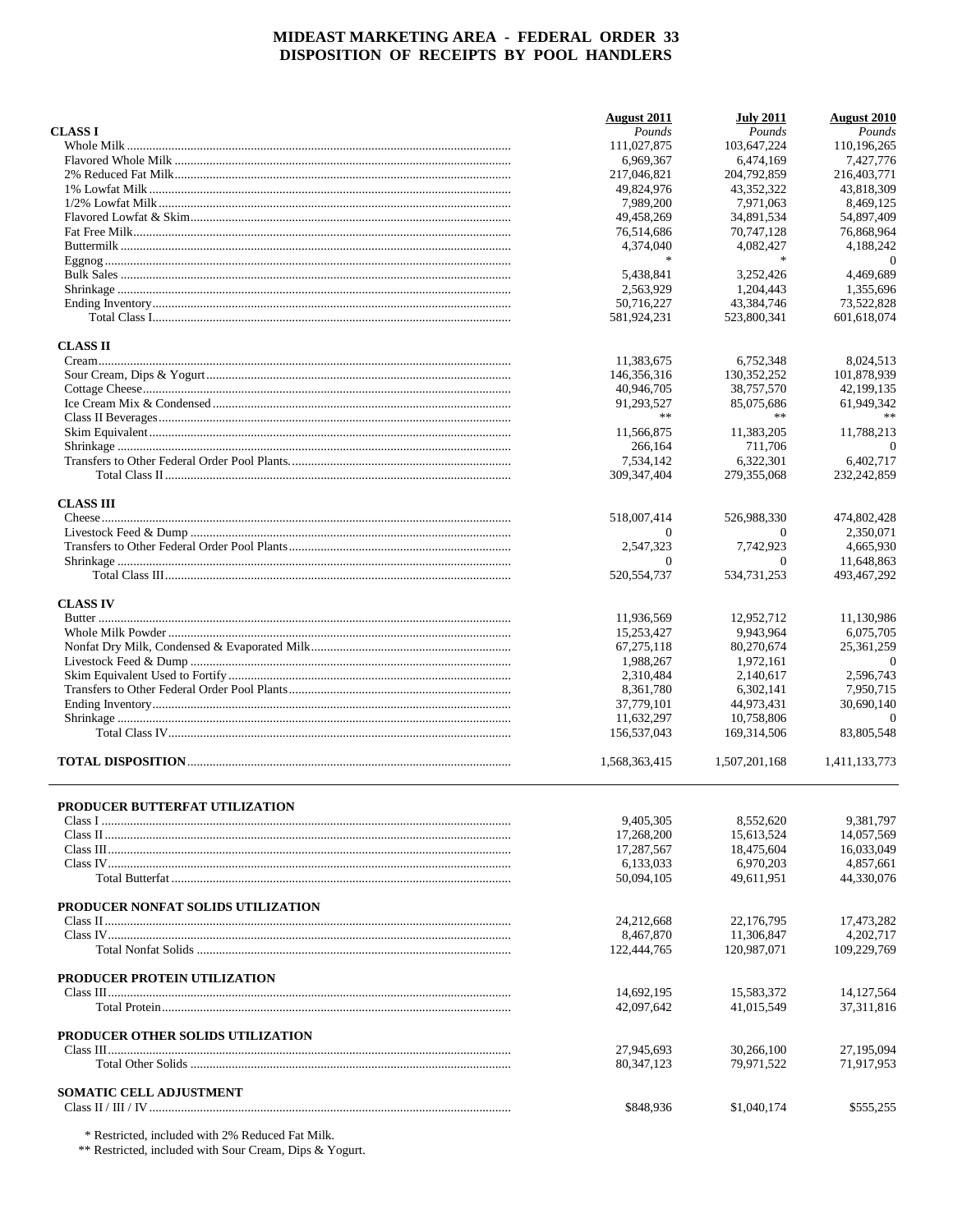# MIDEAST MARKETING AREA - FEDERAL ORDER 33
## DISPOSITION OF RECEIPTS BY POOL HANDLERS

| | August 2011 | July 2011 | August 2010 |
|---|---|---|---|
| **CLASS I** | *Pounds* | *Pounds* | *Pounds* |
| Whole Milk | 111,027,875 | 103,647,224 | 110,196,265 |
| Flavored Whole Milk | 6,969,367 | 6,474,169 | 7,427,776 |
| 2% Reduced Fat Milk | 217,046,821 | 204,792,859 | 216,403,771 |
| 1% Lowfat Milk | 49,824,976 | 43,352,322 | 43,818,309 |
| 1/2% Lowfat Milk | 7,989,200 | 7,971,063 | 8,469,125 |
| Flavored Lowfat & Skim | 49,458,269 | 34,891,534 | 54,897,409 |
| Fat Free Milk | 76,514,686 | 70,747,128 | 76,868,964 |
| Buttermilk | 4,374,040 | 4,082,427 | 4,188,242 |
| Eggnog | * | * | 0 |
| Bulk Sales | 5,438,841 | 3,252,426 | 4,469,689 |
| Shrinkage | 2,563,929 | 1,204,443 | 1,355,696 |
| Ending Inventory | 50,716,227 | 43,384,746 | 73,522,828 |
| Total Class I | 581,924,231 | 523,800,341 | 601,618,074 |
| **CLASS II** | | | |
| Cream | 11,383,675 | 6,752,348 | 8,024,513 |
| Sour Cream, Dips & Yogurt | 146,356,316 | 130,352,252 | 101,878,939 |
| Cottage Cheese | 40,946,705 | 38,757,570 | 42,199,135 |
| Ice Cream Mix & Condensed | 91,293,527 | 85,075,686 | 61,949,342 |
| Class II Beverages | ** | ** | ** |
| Skim Equivalent | 11,566,875 | 11,383,205 | 11,788,213 |
| Shrinkage | 266,164 | 711,706 | 0 |
| Transfers to Other Federal Order Pool Plants | 7,534,142 | 6,322,301 | 6,402,717 |
| Total Class II | 309,347,404 | 279,355,068 | 232,242,859 |
| **CLASS III** | | | |
| Cheese | 518,007,414 | 526,988,330 | 474,802,428 |
| Livestock Feed & Dump | 0 | 0 | 2,350,071 |
| Transfers to Other Federal Order Pool Plants | 2,547,323 | 7,742,923 | 4,665,930 |
| Shrinkage | 0 | 0 | 11,648,863 |
| Total Class III | 520,554,737 | 534,731,253 | 493,467,292 |
| **CLASS IV** | | | |
| Butter | 11,936,569 | 12,952,712 | 11,130,986 |
| Whole Milk Powder | 15,253,427 | 9,943,964 | 6,075,705 |
| Nonfat Dry Milk, Condensed & Evaporated Milk | 67,275,118 | 80,270,674 | 25,361,259 |
| Livestock Feed & Dump | 1,988,267 | 1,972,161 | 0 |
| Skim Equivalent Used to Fortify | 2,310,484 | 2,140,617 | 2,596,743 |
| Transfers to Other Federal Order Pool Plants | 8,361,780 | 6,302,141 | 7,950,715 |
| Ending Inventory | 37,779,101 | 44,973,431 | 30,690,140 |
| Shrinkage | 11,632,297 | 10,758,806 | 0 |
| Total Class IV | 156,537,043 | 169,314,506 | 83,805,548 |
| **TOTAL DISPOSITION** | 1,568,363,415 | 1,507,201,168 | 1,411,133,773 |

| | August 2011 | July 2011 | August 2010 |
|---|---|---|---|
| **PRODUCER BUTTERFAT UTILIZATION** | | | |
| Class I | 9,405,305 | 8,552,620 | 9,381,797 |
| Class II | 17,268,200 | 15,613,524 | 14,057,569 |
| Class III | 17,287,567 | 18,475,604 | 16,033,049 |
| Class IV | 6,133,033 | 6,970,203 | 4,857,661 |
| Total Butterfat | 50,094,105 | 49,611,951 | 44,330,076 |
| **PRODUCER NONFAT SOLIDS UTILIZATION** | | | |
| Class II | 24,212,668 | 22,176,795 | 17,473,282 |
| Class IV | 8,467,870 | 11,306,847 | 4,202,717 |
| Total Nonfat Solids | 122,444,765 | 120,987,071 | 109,229,769 |
| **PRODUCER PROTEIN UTILIZATION** | | | |
| Class III | 14,692,195 | 15,583,372 | 14,127,564 |
| Total Protein | 42,097,642 | 41,015,549 | 37,311,816 |
| **PRODUCER OTHER SOLIDS UTILIZATION** | | | |
| Class III | 27,945,693 | 30,266,100 | 27,195,094 |
| Total Other Solids | 80,347,123 | 79,971,522 | 71,917,953 |
| **SOMATIC CELL ADJUSTMENT** | | | |
| Class II / III / IV | $848,936 | $1,040,174 | $555,255 |

\* Restricted, included with 2% Reduced Fat Milk.

\*\* Restricted, included with Sour Cream, Dips & Yogurt.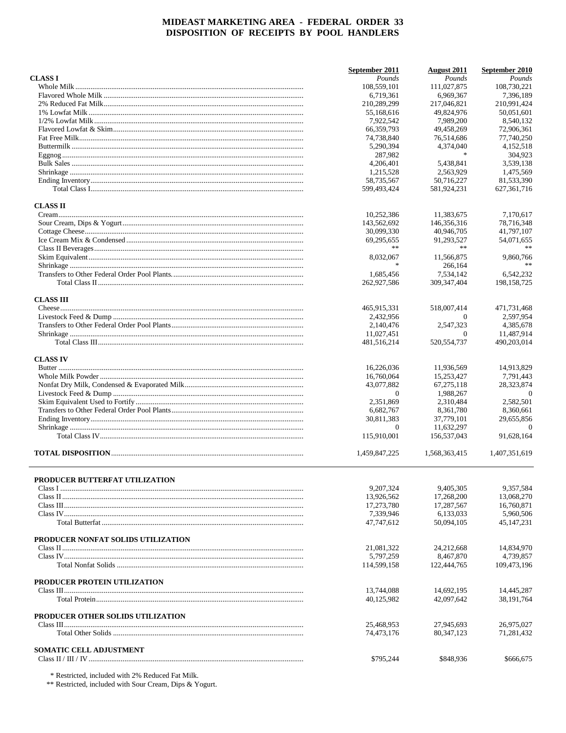# MIDEAST MARKETING AREA - FEDERAL ORDER 33
## DISPOSITION OF RECEIPTS BY POOL HANDLERS

| | September 2011 | August 2011 | September 2010 |
|---|---|---|---|
| **CLASS I** | *Pounds* | *Pounds* | *Pounds* |
| Whole Milk | 108,559,101 | 111,027,875 | 108,730,221 |
| Flavored Whole Milk | 6,719,361 | 6,969,367 | 7,396,189 |
| 2% Reduced Fat Milk | 210,289,299 | 217,046,821 | 210,991,424 |
| 1% Lowfat Milk | 55,168,616 | 49,824,976 | 50,051,601 |
| 1/2% Lowfat Milk | 7,922,542 | 7,989,200 | 8,540,132 |
| Flavored Lowfat & Skim | 66,359,793 | 49,458,269 | 72,906,361 |
| Fat Free Milk | 74,738,840 | 76,514,686 | 77,740,250 |
| Buttermilk | 5,290,394 | 4,374,040 | 4,152,518 |
| Eggnog | 287,982 | * | 304,923 |
| Bulk Sales | 4,206,401 | 5,438,841 | 3,539,138 |
| Shrinkage | 1,215,528 | 2,563,929 | 1,475,569 |
| Ending Inventory | 58,735,567 | 50,716,227 | 81,533,390 |
| Total Class I | 599,493,424 | 581,924,231 | 627,361,716 |
| **CLASS II** | | | |
| Cream | 10,252,386 | 11,383,675 | 7,170,617 |
| Sour Cream, Dips & Yogurt | 143,562,692 | 146,356,316 | 78,716,348 |
| Cottage Cheese | 30,099,330 | 40,946,705 | 41,797,107 |
| Ice Cream Mix & Condensed | 69,295,655 | 91,293,527 | 54,071,655 |
| Class II Beverages | ** | ** | ** |
| Skim Equivalent | 8,032,067 | 11,566,875 | 9,860,766 |
| Shrinkage | * | 266,164 | ** |
| Transfers to Other Federal Order Pool Plants | 1,685,456 | 7,534,142 | 6,542,232 |
| Total Class II | 262,927,586 | 309,347,404 | 198,158,725 |
| **CLASS III** | | | |
| Cheese | 465,915,331 | 518,007,414 | 471,731,468 |
| Livestock Feed & Dump | 2,432,956 | 0 | 2,597,954 |
| Transfers to Other Federal Order Pool Plants | 2,140,476 | 2,547,323 | 4,385,678 |
| Shrinkage | 11,027,451 | 0 | 11,487,914 |
| Total Class III | 481,516,214 | 520,554,737 | 490,203,014 |
| **CLASS IV** | | | |
| Butter | 16,226,036 | 11,936,569 | 14,913,829 |
| Whole Milk Powder | 16,760,064 | 15,253,427 | 7,791,443 |
| Nonfat Dry Milk, Condensed & Evaporated Milk | 43,077,882 | 67,275,118 | 28,323,874 |
| Livestock Feed & Dump | 0 | 1,988,267 | 0 |
| Skim Equivalent Used to Fortify | 2,351,869 | 2,310,484 | 2,582,501 |
| Transfers to Other Federal Order Pool Plants | 6,682,767 | 8,361,780 | 8,360,661 |
| Ending Inventory | 30,811,383 | 37,779,101 | 29,655,856 |
| Shrinkage | 0 | 11,632,297 | 0 |
| Total Class IV | 115,910,001 | 156,537,043 | 91,628,164 |
| **TOTAL DISPOSITION** | 1,459,847,225 | 1,568,363,415 | 1,407,351,619 |

| | September 2011 | August 2011 | September 2010 |
|---|---|---|---|
| **PRODUCER BUTTERFAT UTILIZATION** | | | |
| Class I | 9,207,324 | 9,405,305 | 9,357,584 |
| Class II | 13,926,562 | 17,268,200 | 13,068,270 |
| Class III | 17,273,780 | 17,287,567 | 16,760,871 |
| Class IV | 7,339,946 | 6,133,033 | 5,960,506 |
| Total Butterfat | 47,747,612 | 50,094,105 | 45,147,231 |
| **PRODUCER NONFAT SOLIDS UTILIZATION** | | | |
| Class II | 21,081,322 | 24,212,668 | 14,834,970 |
| Class IV | 5,797,259 | 8,467,870 | 4,739,857 |
| Total Nonfat Solids | 114,599,158 | 122,444,765 | 109,473,196 |
| **PRODUCER PROTEIN UTILIZATION** | | | |
| Class III | 13,744,088 | 14,692,195 | 14,445,287 |
| Total Protein | 40,125,982 | 42,097,642 | 38,191,764 |
| **PRODUCER OTHER SOLIDS UTILIZATION** | | | |
| Class III | 25,468,953 | 27,945,693 | 26,975,027 |
| Total Other Solids | 74,473,176 | 80,347,123 | 71,281,432 |
| **SOMATIC CELL ADJUSTMENT** | | | |
| Class II / III / IV | $795,244 | $848,936 | $666,675 |

\* Restricted, included with 2% Reduced Fat Milk.

\*\* Restricted, included with Sour Cream, Dips & Yogurt.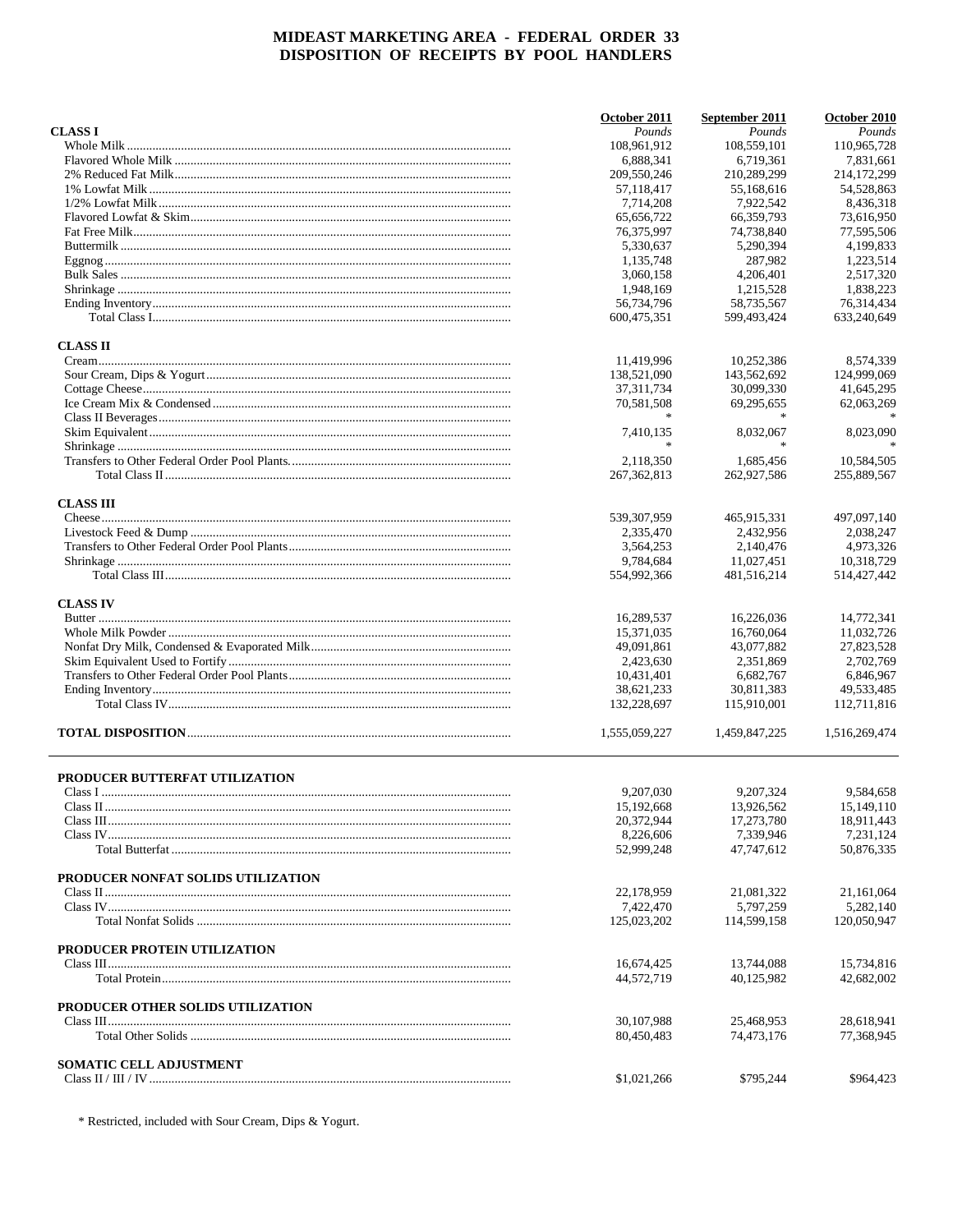# MIDEAST MARKETING AREA - FEDERAL ORDER 33
## DISPOSITION OF RECEIPTS BY POOL HANDLERS

| | October 2011 | September 2011 | October 2010 |
|---|---|---|---|
| **CLASS I** | *Pounds* | *Pounds* | *Pounds* |
| Whole Milk | 108,961,912 | 108,559,101 | 110,965,728 |
| Flavored Whole Milk | 6,888,341 | 6,719,361 | 7,831,661 |
| 2% Reduced Fat Milk | 209,550,246 | 210,289,299 | 214,172,299 |
| 1% Lowfat Milk | 57,118,417 | 55,168,616 | 54,528,863 |
| 1/2% Lowfat Milk | 7,714,208 | 7,922,542 | 8,436,318 |
| Flavored Lowfat & Skim | 65,656,722 | 66,359,793 | 73,616,950 |
| Fat Free Milk | 76,375,997 | 74,738,840 | 77,595,506 |
| Buttermilk | 5,330,637 | 5,290,394 | 4,199,833 |
| Eggnog | 1,135,748 | 287,982 | 1,223,514 |
| Bulk Sales | 3,060,158 | 4,206,401 | 2,517,320 |
| Shrinkage | 1,948,169 | 1,215,528 | 1,838,223 |
| Ending Inventory | 56,734,796 | 58,735,567 | 76,314,434 |
| Total Class I | 600,475,351 | 599,493,424 | 633,240,649 |
| **CLASS II** | | | |
| Cream | 11,419,996 | 10,252,386 | 8,574,339 |
| Sour Cream, Dips & Yogurt | 138,521,090 | 143,562,692 | 124,999,069 |
| Cottage Cheese | 37,311,734 | 30,099,330 | 41,645,295 |
| Ice Cream Mix & Condensed | 70,581,508 | 69,295,655 | 62,063,269 |
| Class II Beverages | * | * | * |
| Skim Equivalent | 7,410,135 | 8,032,067 | 8,023,090 |
| Shrinkage | * | * | * |
| Transfers to Other Federal Order Pool Plants | 2,118,350 | 1,685,456 | 10,584,505 |
| Total Class II | 267,362,813 | 262,927,586 | 255,889,567 |
| **CLASS III** | | | |
| Cheese | 539,307,959 | 465,915,331 | 497,097,140 |
| Livestock Feed & Dump | 2,335,470 | 2,432,956 | 2,038,247 |
| Transfers to Other Federal Order Pool Plants | 3,564,253 | 2,140,476 | 4,973,326 |
| Shrinkage | 9,784,684 | 11,027,451 | 10,318,729 |
| Total Class III | 554,992,366 | 481,516,214 | 514,427,442 |
| **CLASS IV** | | | |
| Butter | 16,289,537 | 16,226,036 | 14,772,341 |
| Whole Milk Powder | 15,371,035 | 16,760,064 | 11,032,726 |
| Nonfat Dry Milk, Condensed & Evaporated Milk | 49,091,861 | 43,077,882 | 27,823,528 |
| Skim Equivalent Used to Fortify | 2,423,630 | 2,351,869 | 2,702,769 |
| Transfers to Other Federal Order Pool Plants | 10,431,401 | 6,682,767 | 6,846,967 |
| Ending Inventory | 38,621,233 | 30,811,383 | 49,533,485 |
| Total Class IV | 132,228,697 | 115,910,001 | 112,711,816 |
| **TOTAL DISPOSITION** | 1,555,059,227 | 1,459,847,225 | 1,516,269,474 |

| | October 2011 | September 2011 | October 2010 |
|---|---|---|---|
| **PRODUCER BUTTERFAT UTILIZATION** | | | |
| Class I | 9,207,030 | 9,207,324 | 9,584,658 |
| Class II | 15,192,668 | 13,926,562 | 15,149,110 |
| Class III | 20,372,944 | 17,273,780 | 18,911,443 |
| Class IV | 8,226,606 | 7,339,946 | 7,231,124 |
| Total Butterfat | 52,999,248 | 47,747,612 | 50,876,335 |
| **PRODUCER NONFAT SOLIDS UTILIZATION** | | | |
| Class II | 22,178,959 | 21,081,322 | 21,161,064 |
| Class IV | 7,422,470 | 5,797,259 | 5,282,140 |
| Total Nonfat Solids | 125,023,202 | 114,599,158 | 120,050,947 |
| **PRODUCER PROTEIN UTILIZATION** | | | |
| Class III | 16,674,425 | 13,744,088 | 15,734,816 |
| Total Protein | 44,572,719 | 40,125,982 | 42,682,002 |
| **PRODUCER OTHER SOLIDS UTILIZATION** | | | |
| Class III | 30,107,988 | 25,468,953 | 28,618,941 |
| Total Other Solids | 80,450,483 | 74,473,176 | 77,368,945 |
| **SOMATIC CELL ADJUSTMENT** | | | |
| Class II / III / IV | $1,021,266 | $795,244 | $964,423 |

\* Restricted, included with Sour Cream, Dips & Yogurt.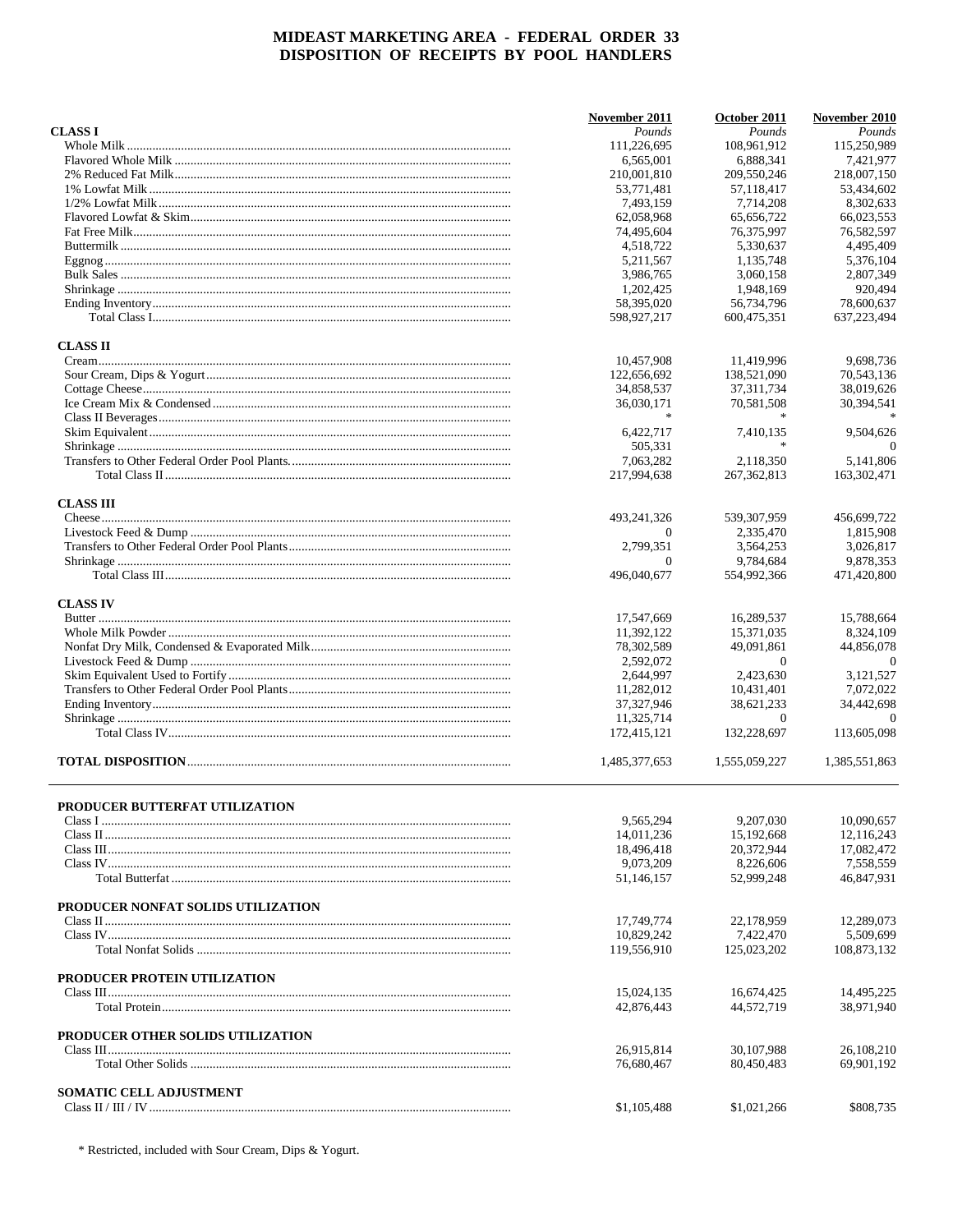# MIDEAST MARKETING AREA - FEDERAL ORDER 33
## DISPOSITION OF RECEIPTS BY POOL HANDLERS

| | November 2011 | October 2011 | November 2010 |
|---|---|---|---|
| **CLASS I** | *Pounds* | *Pounds* | *Pounds* |
| Whole Milk | 111,226,695 | 108,961,912 | 115,250,989 |
| Flavored Whole Milk | 6,565,001 | 6,888,341 | 7,421,977 |
| 2% Reduced Fat Milk | 210,001,810 | 209,550,246 | 218,007,150 |
| 1% Lowfat Milk | 53,771,481 | 57,118,417 | 53,434,602 |
| 1/2% Lowfat Milk | 7,493,159 | 7,714,208 | 8,302,633 |
| Flavored Lowfat & Skim | 62,058,968 | 65,656,722 | 66,023,553 |
| Fat Free Milk | 74,495,604 | 76,375,997 | 76,582,597 |
| Buttermilk | 4,518,722 | 5,330,637 | 4,495,409 |
| Eggnog | 5,211,567 | 1,135,748 | 5,376,104 |
| Bulk Sales | 3,986,765 | 3,060,158 | 2,807,349 |
| Shrinkage | 1,202,425 | 1,948,169 | 920,494 |
| Ending Inventory | 58,395,020 | 56,734,796 | 78,600,637 |
| Total Class I | 598,927,217 | 600,475,351 | 637,223,494 |
| **CLASS II** | | | |
| Cream | 10,457,908 | 11,419,996 | 9,698,736 |
| Sour Cream, Dips & Yogurt | 122,656,692 | 138,521,090 | 70,543,136 |
| Cottage Cheese | 34,858,537 | 37,311,734 | 38,019,626 |
| Ice Cream Mix & Condensed | 36,030,171 | 70,581,508 | 30,394,541 |
| Class II Beverages | * | * | * |
| Skim Equivalent | 6,422,717 | 7,410,135 | 9,504,626 |
| Shrinkage | 505,331 | * | 0 |
| Transfers to Other Federal Order Pool Plants. | 7,063,282 | 2,118,350 | 5,141,806 |
| Total Class II | 217,994,638 | 267,362,813 | 163,302,471 |
| **CLASS III** | | | |
| Cheese | 493,241,326 | 539,307,959 | 456,699,722 |
| Livestock Feed & Dump | 0 | 2,335,470 | 1,815,908 |
| Transfers to Other Federal Order Pool Plants | 2,799,351 | 3,564,253 | 3,026,817 |
| Shrinkage | 0 | 9,784,684 | 9,878,353 |
| Total Class III | 496,040,677 | 554,992,366 | 471,420,800 |
| **CLASS IV** | | | |
| Butter | 17,547,669 | 16,289,537 | 15,788,664 |
| Whole Milk Powder | 11,392,122 | 15,371,035 | 8,324,109 |
| Nonfat Dry Milk, Condensed & Evaporated Milk | 78,302,589 | 49,091,861 | 44,856,078 |
| Livestock Feed & Dump | 2,592,072 | 0 | 0 |
| Skim Equivalent Used to Fortify | 2,644,997 | 2,423,630 | 3,121,527 |
| Transfers to Other Federal Order Pool Plants | 11,282,012 | 10,431,401 | 7,072,022 |
| Ending Inventory | 37,327,946 | 38,621,233 | 34,442,698 |
| Shrinkage | 11,325,714 | 0 | 0 |
| Total Class IV | 172,415,121 | 132,228,697 | 113,605,098 |
| **TOTAL DISPOSITION** | 1,485,377,653 | 1,555,059,227 | 1,385,551,863 |

| | November 2011 | October 2011 | November 2010 |
|---|---|---|---|
| **PRODUCER BUTTERFAT UTILIZATION** | | | |
| Class I | 9,565,294 | 9,207,030 | 10,090,657 |
| Class II | 14,011,236 | 15,192,668 | 12,116,243 |
| Class III | 18,496,418 | 20,372,944 | 17,082,472 |
| Class IV | 9,073,209 | 8,226,606 | 7,558,559 |
| Total Butterfat | 51,146,157 | 52,999,248 | 46,847,931 |
| **PRODUCER NONFAT SOLIDS UTILIZATION** | | | |
| Class II | 17,749,774 | 22,178,959 | 12,289,073 |
| Class IV | 10,829,242 | 7,422,470 | 5,509,699 |
| Total Nonfat Solids | 119,556,910 | 125,023,202 | 108,873,132 |
| **PRODUCER PROTEIN UTILIZATION** | | | |
| Class III | 15,024,135 | 16,674,425 | 14,495,225 |
| Total Protein | 42,876,443 | 44,572,719 | 38,971,940 |
| **PRODUCER OTHER SOLIDS UTILIZATION** | | | |
| Class III | 26,915,814 | 30,107,988 | 26,108,210 |
| Total Other Solids | 76,680,467 | 80,450,483 | 69,901,192 |
| **SOMATIC CELL ADJUSTMENT** | | | |
| Class II / III / IV | $1,105,488 | $1,021,266 | $808,735 |

\* Restricted, included with Sour Cream, Dips & Yogurt.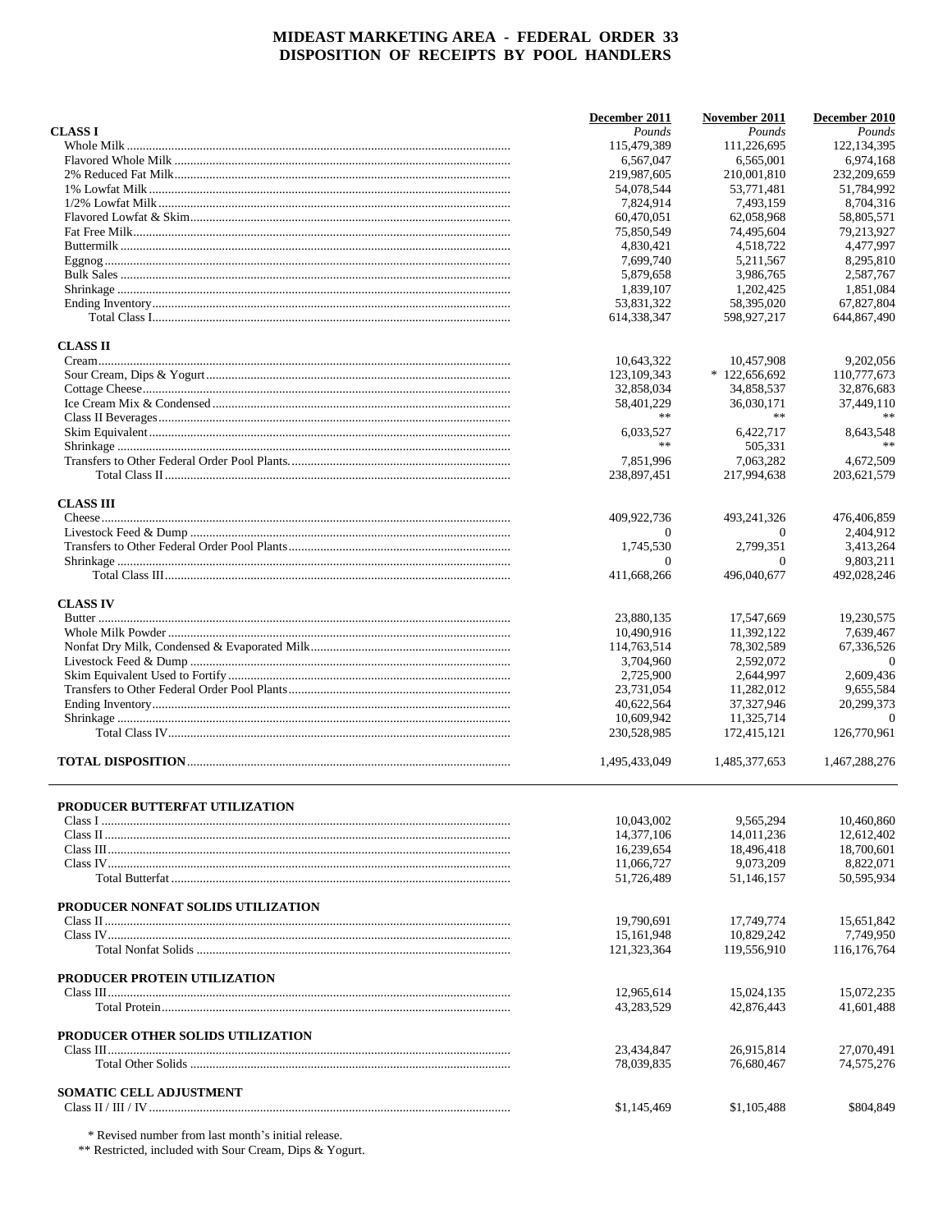# MIDEAST MARKETING AREA - FEDERAL ORDER 33
## DISPOSITION OF RECEIPTS BY POOL HANDLERS

| | December 2011 | November 2011 | December 2010 |
|---|---|---|---|
| **CLASS I** | *Pounds* | *Pounds* | *Pounds* |
| Whole Milk | 115,479,389 | 111,226,695 | 122,134,395 |
| Flavored Whole Milk | 6,567,047 | 6,565,001 | 6,974,168 |
| 2% Reduced Fat Milk | 219,987,605 | 210,001,810 | 232,209,659 |
| 1% Lowfat Milk | 54,078,544 | 53,771,481 | 51,784,992 |
| 1/2% Lowfat Milk | 7,824,914 | 7,493,159 | 8,704,316 |
| Flavored Lowfat & Skim | 60,470,051 | 62,058,968 | 58,805,571 |
| Fat Free Milk | 75,850,549 | 74,495,604 | 79,213,927 |
| Buttermilk | 4,830,421 | 4,518,722 | 4,477,997 |
| Eggnog | 7,699,740 | 5,211,567 | 8,295,810 |
| Bulk Sales | 5,879,658 | 3,986,765 | 2,587,767 |
| Shrinkage | 1,839,107 | 1,202,425 | 1,851,084 |
| Ending Inventory | 53,831,322 | 58,395,020 | 67,827,804 |
| Total Class I | 614,338,347 | 598,927,217 | 644,867,490 |
| **CLASS II** | | | |
| Cream | 10,643,322 | 10,457,908 | 9,202,056 |
| Sour Cream, Dips & Yogurt | 123,109,343 | * 122,656,692 | 110,777,673 |
| Cottage Cheese | 32,858,034 | 34,858,537 | 32,876,683 |
| Ice Cream Mix & Condensed | 58,401,229 | 36,030,171 | 37,449,110 |
| Class II Beverages | ** | ** | ** |
| Skim Equivalent | 6,033,527 | 6,422,717 | 8,643,548 |
| Shrinkage | ** | 505,331 | ** |
| Transfers to Other Federal Order Pool Plants | 7,851,996 | 7,063,282 | 4,672,509 |
| Total Class II | 238,897,451 | 217,994,638 | 203,621,579 |
| **CLASS III** | | | |
| Cheese | 409,922,736 | 493,241,326 | 476,406,859 |
| Livestock Feed & Dump | 0 | 0 | 2,404,912 |
| Transfers to Other Federal Order Pool Plants | 1,745,530 | 2,799,351 | 3,413,264 |
| Shrinkage | 0 | 0 | 9,803,211 |
| Total Class III | 411,668,266 | 496,040,677 | 492,028,246 |
| **CLASS IV** | | | |
| Butter | 23,880,135 | 17,547,669 | 19,230,575 |
| Whole Milk Powder | 10,490,916 | 11,392,122 | 7,639,467 |
| Nonfat Dry Milk, Condensed & Evaporated Milk | 114,763,514 | 78,302,589 | 67,336,526 |
| Livestock Feed & Dump | 3,704,960 | 2,592,072 | 0 |
| Skim Equivalent Used to Fortify | 2,725,900 | 2,644,997 | 2,609,436 |
| Transfers to Other Federal Order Pool Plants | 23,731,054 | 11,282,012 | 9,655,584 |
| Ending Inventory | 40,622,564 | 37,327,946 | 20,299,373 |
| Shrinkage | 10,609,942 | 11,325,714 | 0 |
| Total Class IV | 230,528,985 | 172,415,121 | 126,770,961 |
| **TOTAL DISPOSITION** | 1,495,433,049 | 1,485,377,653 | 1,467,288,276 |

| | December 2011 | November 2011 | December 2010 |
|---|---|---|---|
| **PRODUCER BUTTERFAT UTILIZATION** | | | |
| Class I | 10,043,002 | 9,565,294 | 10,460,860 |
| Class II | 14,377,106 | 14,011,236 | 12,612,402 |
| Class III | 16,239,654 | 18,496,418 | 18,700,601 |
| Class IV | 11,066,727 | 9,073,209 | 8,822,071 |
| Total Butterfat | 51,726,489 | 51,146,157 | 50,595,934 |
| **PRODUCER NONFAT SOLIDS UTILIZATION** | | | |
| Class II | 19,790,691 | 17,749,774 | 15,651,842 |
| Class IV | 15,161,948 | 10,829,242 | 7,749,950 |
| Total Nonfat Solids | 121,323,364 | 119,556,910 | 116,176,764 |
| **PRODUCER PROTEIN UTILIZATION** | | | |
| Class III | 12,965,614 | 15,024,135 | 15,072,235 |
| Total Protein | 43,283,529 | 42,876,443 | 41,601,488 |
| **PRODUCER OTHER SOLIDS UTILIZATION** | | | |
| Class III | 23,434,847 | 26,915,814 | 27,070,491 |
| Total Other Solids | 78,039,835 | 76,680,467 | 74,575,276 |
| **SOMATIC CELL ADJUSTMENT** | | | |
| Class II / III / IV | $1,145,469 | $1,105,488 | $804,849 |

\* Revised number from last month's initial release.

\*\* Restricted, included with Sour Cream, Dips & Yogurt.